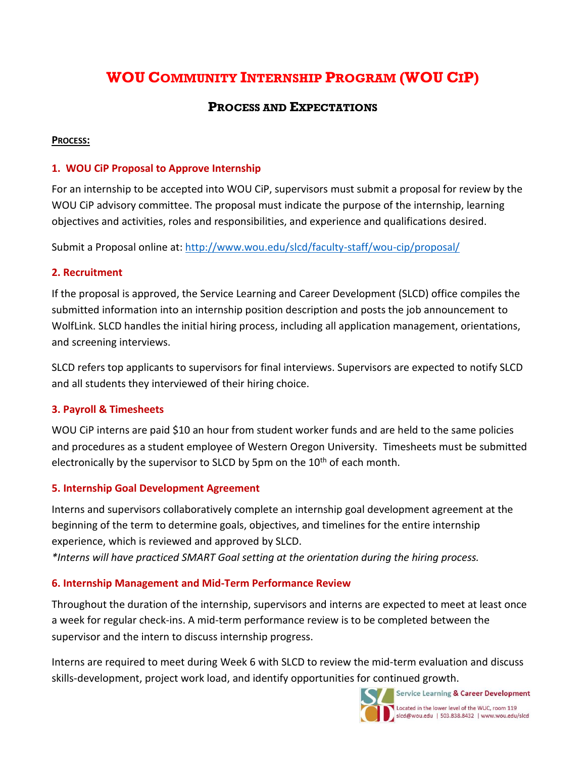# WOU COMMUNITY INTERNSHIP PROGRAM (WOU CIP)

## PROCESS AND EXPECTATIONS

**PROCESS:**

### 1. WOU CiP Proposal to Approve Internship

For an internship to be accepted into WOU CiP, supervisors must submit a proposal for review by the WOU CiP advisory committee. The proposal must indicate the purpose of the internship, learning objectives and activities, roles and responsibilities, and experience and qualifications desired.

Submit a Proposal online at: [http://www.wou.edu/slcd/faculty-staff/wou-cip/proposal/](http://www.wou.edu/slcd/faculty-staff/wou-cip/proposal/)

### 2. Recruitment

If the proposal is approved, the Service Learning and Career Development (SLCD) office compiles the submitted information into an internship position description and posts the job announcement to WolfLink. SLCD handles the initial hiring process, including all application management, orientations, and screening interviews.

SLCD refers top applicants to supervisors for final interviews. Supervisors are expected to notify SLCD and all students they interviewed of their hiring choice.

### 3. Payroll & Timesheets

WOU CiP interns are paid $10 an hour from student worker funds and are held to the same policies and procedures as a student employee of Western Oregon University. Timesheets must be submitted electronically by the supervisor to SLCD by 5pm on the 10th of each month.

### 5. Internship Goal Development Agreement

Interns and supervisors collaboratively complete an internship goal development agreement at the beginning of the term to determine goals, objectives, and timelines for the entire internship experience, which is reviewed and approved by SLCD.

*\*Interns will have practiced SMART Goal setting at the orientation during the hiring process.*

### 6. Internship Management and Mid-Term Performance Review

Throughout the duration of the internship, supervisors and interns are expected to meet at least once a week for regular check-ins. A mid-term performance review is to be completed between the supervisor and the intern to discuss internship progress.

Interns are required to meet during Week 6 with SLCD to review the mid-term evaluation and discuss skills-development, project work load, and identify opportunities for continued growth.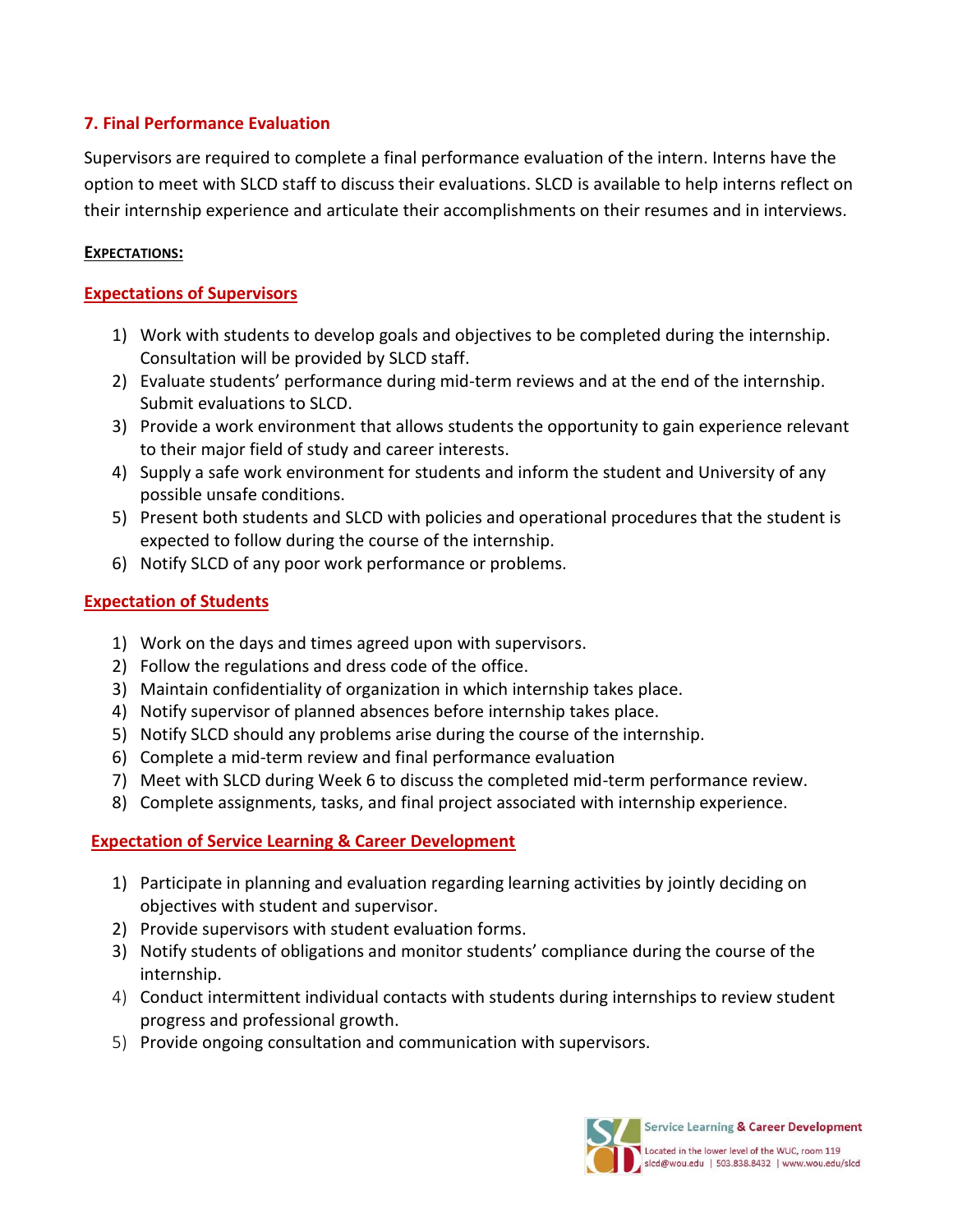### 7. Final Performance Evaluation

Supervisors are required to complete a final performance evaluation of the intern. Interns have the option to meet with SLCD staff to discuss their evaluations. SLCD is available to help interns reflect on their internship experience and articulate their accomplishments on their resumes and in interviews.

**EXPECTATIONS:**

#### Expectations of Supervisors

1) Work with students to develop goals and objectives to be completed during the internship. Consultation will be provided by SLCD staff.
2) Evaluate students' performance during mid-term reviews and at the end of the internship. Submit evaluations to SLCD.
3) Provide a work environment that allows students the opportunity to gain experience relevant to their major field of study and career interests.
4) Supply a safe work environment for students and inform the student and University of any possible unsafe conditions.
5) Present both students and SLCD with policies and operational procedures that the student is expected to follow during the course of the internship.
6) Notify SLCD of any poor work performance or problems.

#### Expectation of Students

1) Work on the days and times agreed upon with supervisors.
2) Follow the regulations and dress code of the office.
3) Maintain confidentiality of organization in which internship takes place.
4) Notify supervisor of planned absences before internship takes place.
5) Notify SLCD should any problems arise during the course of the internship.
6) Complete a mid-term review and final performance evaluation
7) Meet with SLCD during Week 6 to discuss the completed mid-term performance review.
8) Complete assignments, tasks, and final project associated with internship experience.

#### Expectation of Service Learning & Career Development

1) Participate in planning and evaluation regarding learning activities by jointly deciding on objectives with student and supervisor.
2) Provide supervisors with student evaluation forms.
3) Notify students of obligations and monitor students' compliance during the course of the internship.
4) Conduct intermittent individual contacts with students during internships to review student progress and professional growth.
5) Provide ongoing consultation and communication with supervisors.